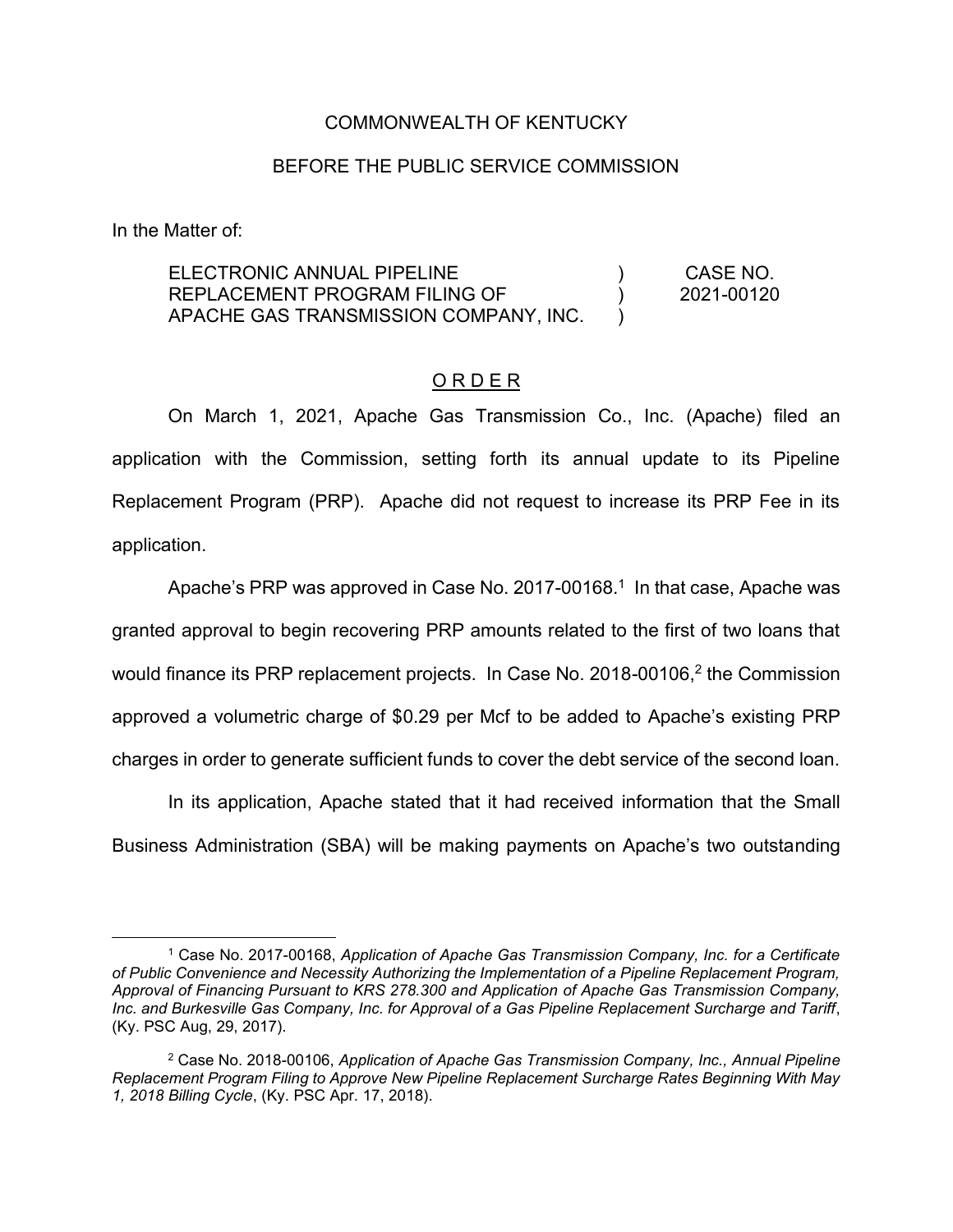COMMONWEALTH OF KENTUCKY

BEFORE THE PUBLIC SERVICE COMMISSION

In the Matter of:

| | | |
|---|---|---|
| ELECTRONIC ANNUAL PIPELINE REPLACEMENT PROGRAM FILING OF APACHE GAS TRANSMISSION COMPANY, INC. | ) ) ) | CASE NO. 2021-00120 |

## O R D E R

On March 1, 2021, Apache Gas Transmission Co., Inc. (Apache) filed an application with the Commission, setting forth its annual update to its Pipeline Replacement Program (PRP). Apache did not request to increase its PRP Fee in its application.

Apache's PRP was approved in Case No. 2017-00168.[1] In that case, Apache was granted approval to begin recovering PRP amounts related to the first of two loans that would finance its PRP replacement projects. In Case No. 2018-00106,[2] the Commission approved a volumetric charge of $0.29 per Mcf to be added to Apache's existing PRP charges in order to generate sufficient funds to cover the debt service of the second loan.

In its application, Apache stated that it had received information that the Small Business Administration (SBA) will be making payments on Apache's two outstanding

---

[1] Case No. 2017-00168, *Application of Apache Gas Transmission Company, Inc. for a Certificate of Public Convenience and Necessity Authorizing the Implementation of a Pipeline Replacement Program, Approval of Financing Pursuant to KRS 278.300 and Application of Apache Gas Transmission Company, Inc. and Burkesville Gas Company, Inc. for Approval of a Gas Pipeline Replacement Surcharge and Tariff*, (Ky. PSC Aug, 29, 2017).

[2] Case No. 2018-00106, *Application of Apache Gas Transmission Company, Inc., Annual Pipeline Replacement Program Filing to Approve New Pipeline Replacement Surcharge Rates Beginning With May 1, 2018 Billing Cycle*, (Ky. PSC Apr. 17, 2018).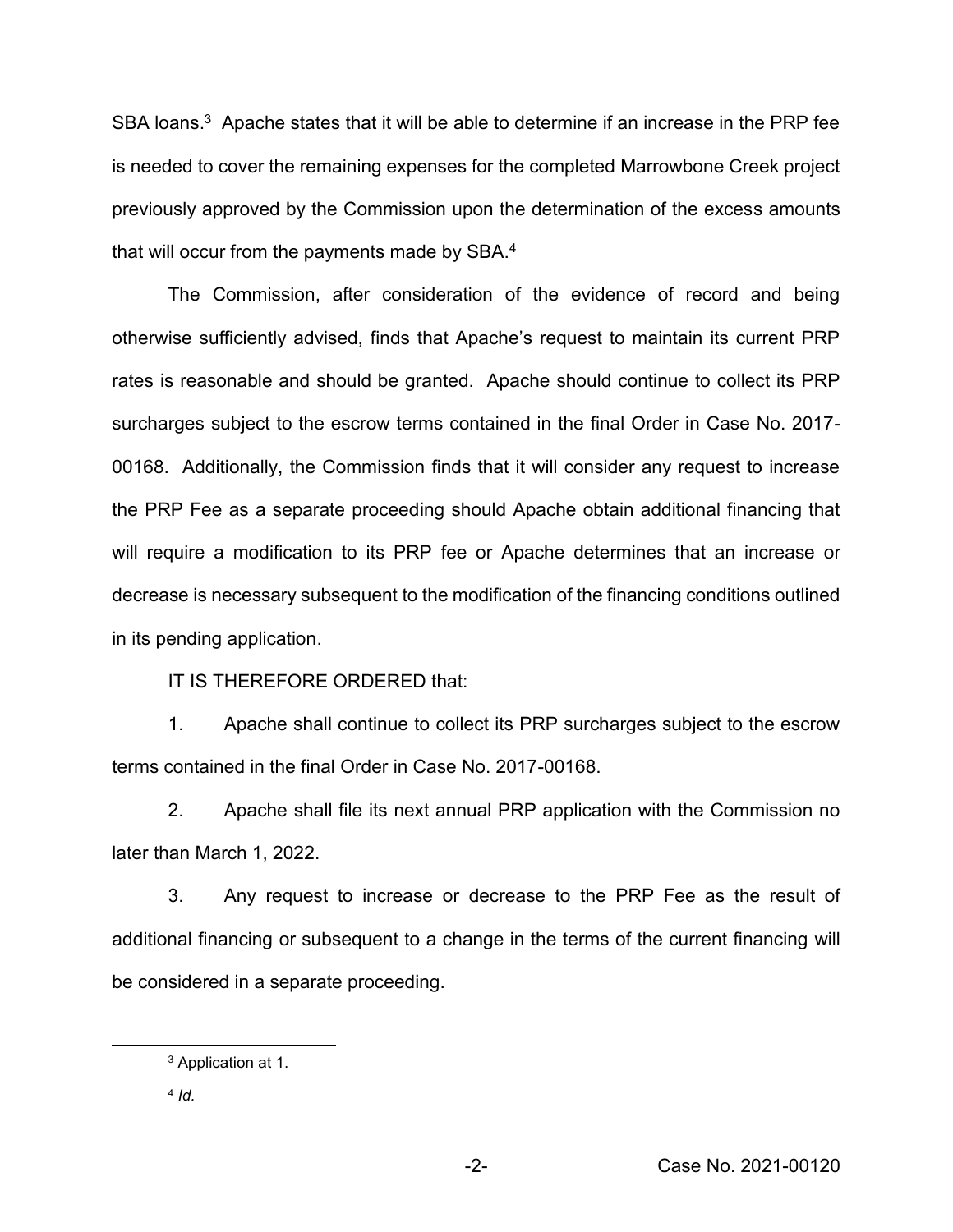SBA loans.[3] Apache states that it will be able to determine if an increase in the PRP fee is needed to cover the remaining expenses for the completed Marrowbone Creek project previously approved by the Commission upon the determination of the excess amounts that will occur from the payments made by SBA.[4]

The Commission, after consideration of the evidence of record and being otherwise sufficiently advised, finds that Apache's request to maintain its current PRP rates is reasonable and should be granted. Apache should continue to collect its PRP surcharges subject to the escrow terms contained in the final Order in Case No. 2017-00168. Additionally, the Commission finds that it will consider any request to increase the PRP Fee as a separate proceeding should Apache obtain additional financing that will require a modification to its PRP fee or Apache determines that an increase or decrease is necessary subsequent to the modification of the financing conditions outlined in its pending application.

IT IS THEREFORE ORDERED that:

1. Apache shall continue to collect its PRP surcharges subject to the escrow terms contained in the final Order in Case No. 2017-00168.

2. Apache shall file its next annual PRP application with the Commission no later than March 1, 2022.

3. Any request to increase or decrease to the PRP Fee as the result of additional financing or subsequent to a change in the terms of the current financing will be considered in a separate proceeding.

---

[3] Application at 1.

[4] *Id.*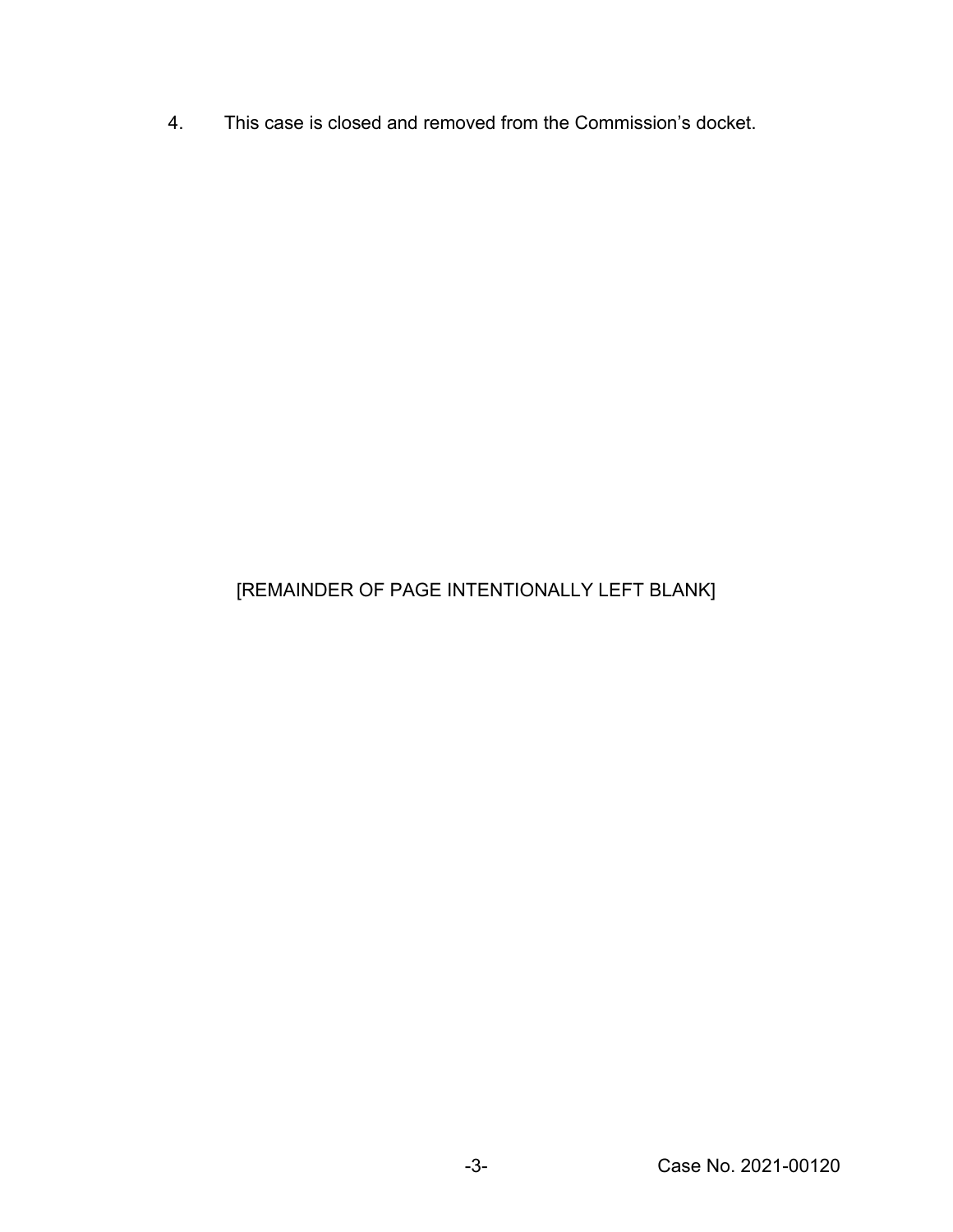4. This case is closed and removed from the Commission's docket.

[REMAINDER OF PAGE INTENTIONALLY LEFT BLANK]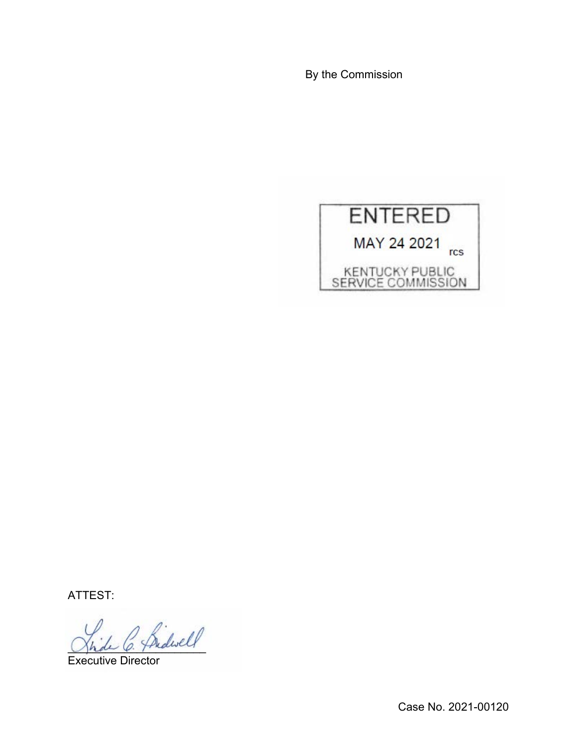By the Commission

ENTERED

MAY 24 2021 rcs

KENTUCKY PUBLIC SERVICE COMMISSION

ATTEST:

Executive Director

Case No. 2021-00120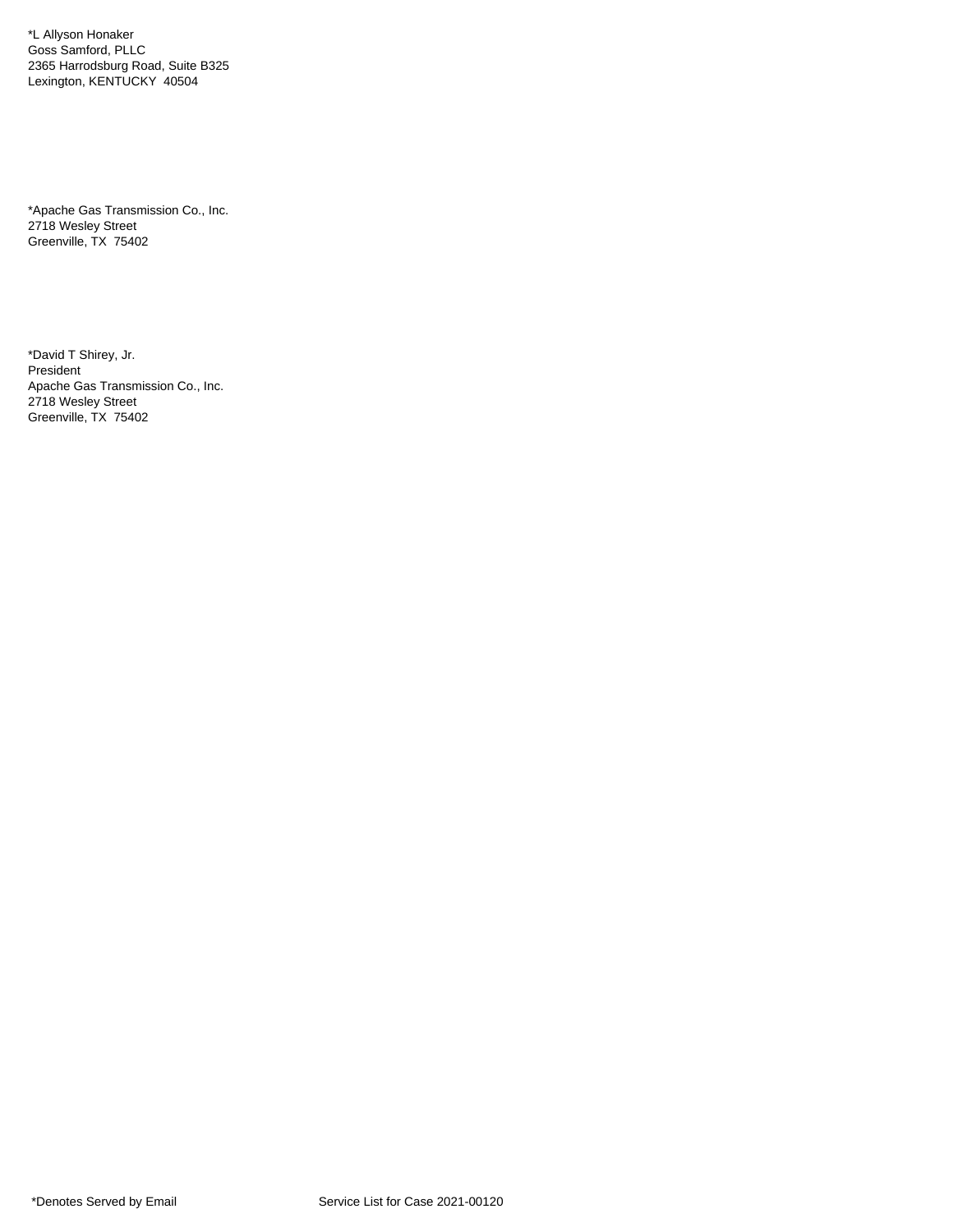*L Allyson Honaker
Goss Samford, PLLC
2365 Harrodsburg Road, Suite B325
Lexington, KENTUCKY  40504

*Apache Gas Transmission Co., Inc.
2718 Wesley Street
Greenville, TX  75402

*David T Shirey, Jr.
President
Apache Gas Transmission Co., Inc.
2718 Wesley Street
Greenville, TX  75402

*Denotes Served by Email

Service List for Case 2021-00120